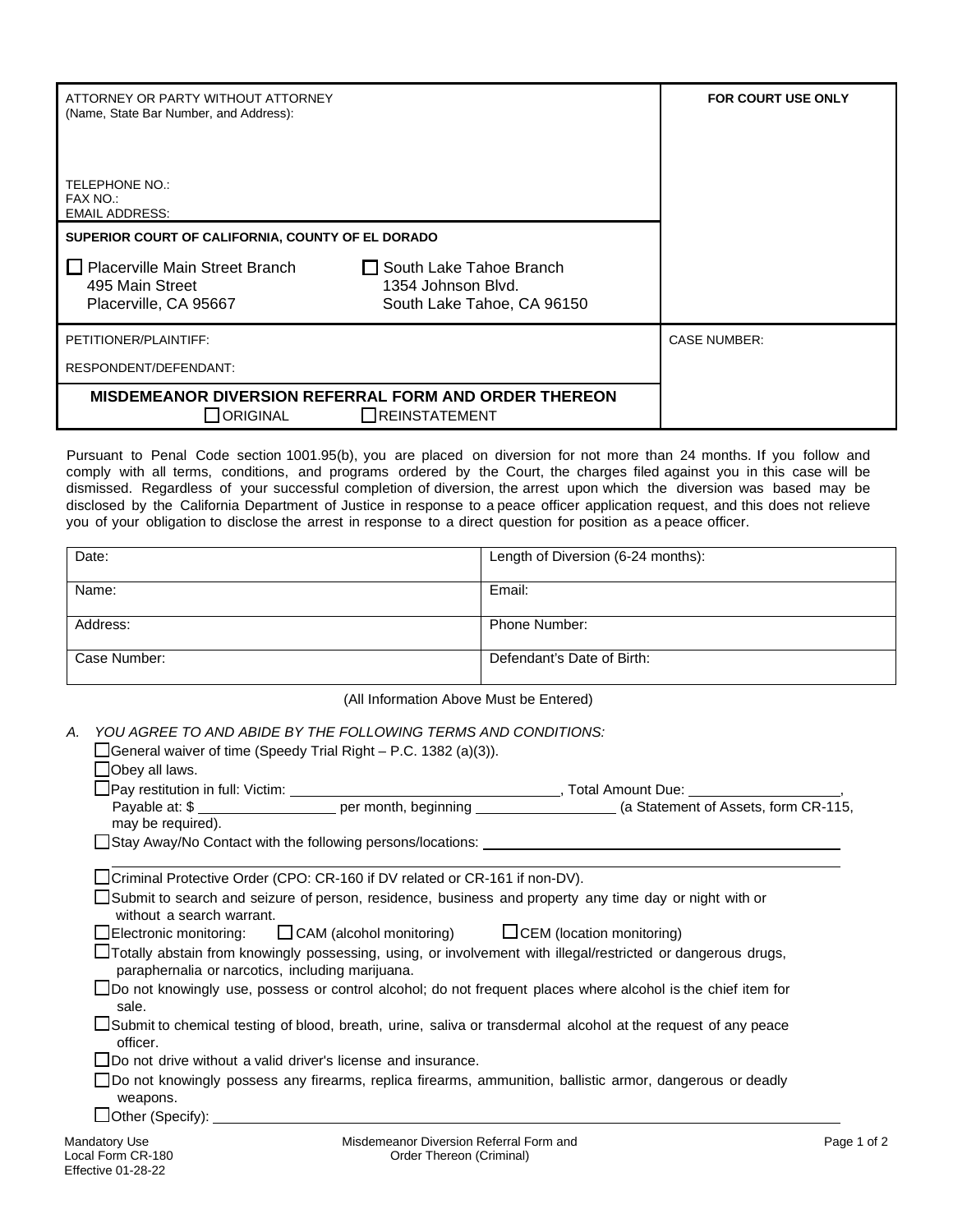| ATTORNEY OR PARTY WITHOUT ATTORNEY (Name, State Bar Number, and Address): <br><br> TELEPHONE NO.: <br> FAX NO.: <br> EMAIL ADDRESS: | FOR COURT USE ONLY |
|---|---|
| **SUPERIOR COURT OF CALIFORNIA, COUNTY OF EL DORADO** <br> ☐ Placerville Main Street Branch, 495 Main Street, Placerville, CA 95667 <br> ☐ South Lake Tahoe Branch, 1354 Johnson Blvd., South Lake Tahoe, CA 96150 | |
| PETITIONER/PLAINTIFF: <br><br> RESPONDENT/DEFENDANT: | CASE NUMBER: |
| **MISDEMEANOR DIVERSION REFERRAL FORM AND ORDER THEREON** <br> ☐ ORIGINAL ☐ REINSTATEMENT | |

Pursuant to Penal Code section 1001.95(b), you are placed on diversion for not more than 24 months. If you follow and comply with all terms, conditions, and programs ordered by the Court, the charges filed against you in this case will be dismissed. Regardless of your successful completion of diversion, the arrest upon which the diversion was based may be disclosed by the California Department of Justice in response to a peace officer application request, and this does not relieve you of your obligation to disclose the arrest in response to a direct question for position as a peace officer.

| Date: | Length of Diversion (6-24 months): |
|---|---|
| Name: | Email: |
| Address: | Phone Number: |
| Case Number: | Defendant's Date of Birth: |

(All Information Above Must be Entered)

A. *YOU AGREE TO AND ABIDE BY THE FOLLOWING TERMS AND CONDITIONS:*

- ☐ General waiver of time (Speedy Trial Right – P.C. 1382 (a)(3)).
- ☐ Obey all laws.
- ☐ Pay restitution in full: Victim: ____________________, Total Amount Due: ____________________, Payable at: $ ____________ per month, beginning ____________ (a Statement of Assets, form CR-115, may be required).
- ☐ Stay Away/No Contact with the following persons/locations: ____________________________________________
- ☐ Criminal Protective Order (CPO: CR-160 if DV related or CR-161 if non-DV).
- ☐ Submit to search and seizure of person, residence, business and property any time day or night with or without a search warrant.
- ☐ Electronic monitoring: ☐ CAM (alcohol monitoring) ☐ CEM (location monitoring)
- ☐ Totally abstain from knowingly possessing, using, or involvement with illegal/restricted or dangerous drugs, paraphernalia or narcotics, including marijuana.
- ☐ Do not knowingly use, possess or control alcohol; do not frequent places where alcohol is the chief item for sale.
- ☐ Submit to chemical testing of blood, breath, urine, saliva or transdermal alcohol at the request of any peace officer.
- ☐ Do not drive without a valid driver's license and insurance.
- ☐ Do not knowingly possess any firearms, replica firearms, ammunition, ballistic armor, dangerous or deadly weapons.
- ☐ Other (Specify): ____________________________________________

Mandatory Use
Local Form CR-180
Effective 01-28-22

Misdemeanor Diversion Referral Form and Order Thereon (Criminal)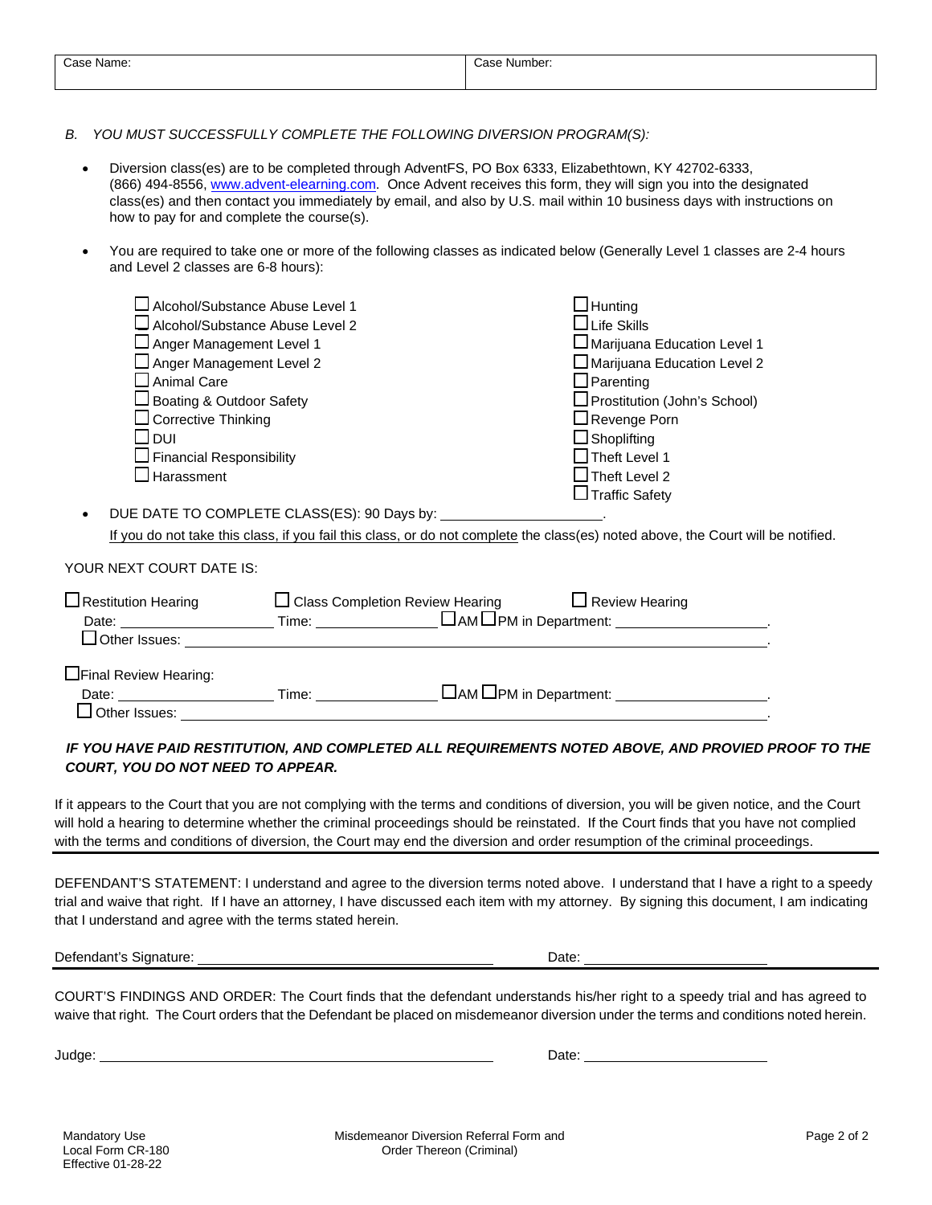| Case Name: | Case Number: |
|---|---|
| | |

*B. YOU MUST SUCCESSFULLY COMPLETE THE FOLLOWING DIVERSION PROGRAM(S):*

- Diversion class(es) are to be completed through AdventFS, PO Box 6333, Elizabethtown, KY 42702-6333, (866) 494-8556, [www.advent-elearning.com](http://www.advent-elearning.com). Once Advent receives this form, they will sign you into the designated class(es) and then contact you immediately by email, and also by U.S. mail within 10 business days with instructions on how to pay for and complete the course(s).

- You are required to take one or more of the following classes as indicated below (Generally Level 1 classes are 2-4 hours and Level 2 classes are 6-8 hours):

☐ Alcohol/Substance Abuse Level 1
☐ Alcohol/Substance Abuse Level 2
☐ Anger Management Level 1
☐ Anger Management Level 2
☐ Animal Care
☐ Boating & Outdoor Safety
☐ Corrective Thinking
☐ DUI
☐ Financial Responsibility
☐ Harassment
☐ Hunting
☐ Life Skills
☐ Marijuana Education Level 1
☐ Marijuana Education Level 2
☐ Parenting
☐ Prostitution (John's School)
☐ Revenge Porn
☐ Shoplifting
☐ Theft Level 1
☐ Theft Level 2
☐ Traffic Safety

- DUE DATE TO COMPLETE CLASS(ES): 90 Days by: ____________________.

  <u>If you do not take this class, if you fail this class, or do not complete</u> the class(es) noted above, the Court will be notified.

YOUR NEXT COURT DATE IS:

☐ Restitution Hearing ☐ Class Completion Review Hearing ☐ Review Hearing

Date: ____________________ Time: ________________ ☐AM ☐PM in Department: ____________________.

☐ Other Issues: ______________________________________________________________.

☐Final Review Hearing:

Date: ____________________ Time: ________________ ☐AM ☐PM in Department: ____________________.

☐ Other Issues: ______________________________________________________________.

***IF YOU HAVE PAID RESTITUTION, AND COMPLETED ALL REQUIREMENTS NOTED ABOVE, AND PROVIED PROOF TO THE COURT, YOU DO NOT NEED TO APPEAR.***

If it appears to the Court that you are not complying with the terms and conditions of diversion, you will be given notice, and the Court will hold a hearing to determine whether the criminal proceedings should be reinstated. If the Court finds that you have not complied with the terms and conditions of diversion, the Court may end the diversion and order resumption of the criminal proceedings.

DEFENDANT'S STATEMENT: I understand and agree to the diversion terms noted above. I understand that I have a right to a speedy trial and waive that right. If I have an attorney, I have discussed each item with my attorney. By signing this document, I am indicating that I understand and agree with the terms stated herein.

Defendant's Signature: ______________________________ Date: ____________________

COURT'S FINDINGS AND ORDER: The Court finds that the defendant understands his/her right to a speedy trial and has agreed to waive that right. The Court orders that the Defendant be placed on misdemeanor diversion under the terms and conditions noted herein.

Judge: ______________________________ Date: ____________________

Mandatory Use
Local Form CR-180
Effective 01-28-22

Misdemeanor Diversion Referral Form and Order Thereon (Criminal)